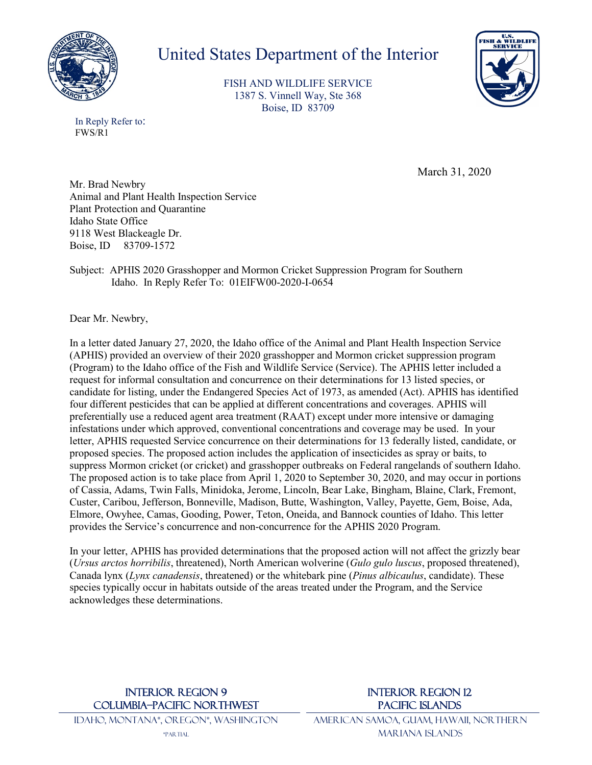# United States Department of the Interior

FISH AND WILDLIFE SERVICE
1387 S. Vinnell Way, Ste 368
Boise, ID 83709

In Reply Refer to:
FWS/R1

March 31, 2020

Mr. Brad Newbry
Animal and Plant Health Inspection Service
Plant Protection and Quarantine
Idaho State Office
9118 West Blackeagle Dr.
Boise, ID 83709-1572

Subject: APHIS 2020 Grasshopper and Mormon Cricket Suppression Program for Southern Idaho. In Reply Refer To: 01EIFW00-2020-I-0654

Dear Mr. Newbry,

In a letter dated January 27, 2020, the Idaho office of the Animal and Plant Health Inspection Service (APHIS) provided an overview of their 2020 grasshopper and Mormon cricket suppression program (Program) to the Idaho office of the Fish and Wildlife Service (Service). The APHIS letter included a request for informal consultation and concurrence on their determinations for 13 listed species, or candidate for listing, under the Endangered Species Act of 1973, as amended (Act). APHIS has identified four different pesticides that can be applied at different concentrations and coverages. APHIS will preferentially use a reduced agent area treatment (RAAT) except under more intensive or damaging infestations under which approved, conventional concentrations and coverage may be used. In your letter, APHIS requested Service concurrence on their determinations for 13 federally listed, candidate, or proposed species. The proposed action includes the application of insecticides as spray or baits, to suppress Mormon cricket (or cricket) and grasshopper outbreaks on Federal rangelands of southern Idaho. The proposed action is to take place from April 1, 2020 to September 30, 2020, and may occur in portions of Cassia, Adams, Twin Falls, Minidoka, Jerome, Lincoln, Bear Lake, Bingham, Blaine, Clark, Fremont, Custer, Caribou, Jefferson, Bonneville, Madison, Butte, Washington, Valley, Payette, Gem, Boise, Ada, Elmore, Owyhee, Camas, Gooding, Power, Teton, Oneida, and Bannock counties of Idaho. This letter provides the Service's concurrence and non-concurrence for the APHIS 2020 Program.

In your letter, APHIS has provided determinations that the proposed action will not affect the grizzly bear (*Ursus arctos horribilis*, threatened), North American wolverine (*Gulo gulo luscus*, proposed threatened), Canada lynx (*Lynx canadensis*, threatened) or the whitebark pine (*Pinus albicaulus*, candidate). These species typically occur in habitats outside of the areas treated under the Program, and the Service acknowledges these determinations.

INTERIOR REGION 9
COLUMBIA–PACIFIC NORTHWEST
IDAHO, MONTANA*, OREGON*, WASHINGTON
*PARTIAL

INTERIOR REGION 12
PACIFIC ISLANDS
AMERICAN SAMOA, GUAM, HAWAII, NORTHERN MARIANA ISLANDS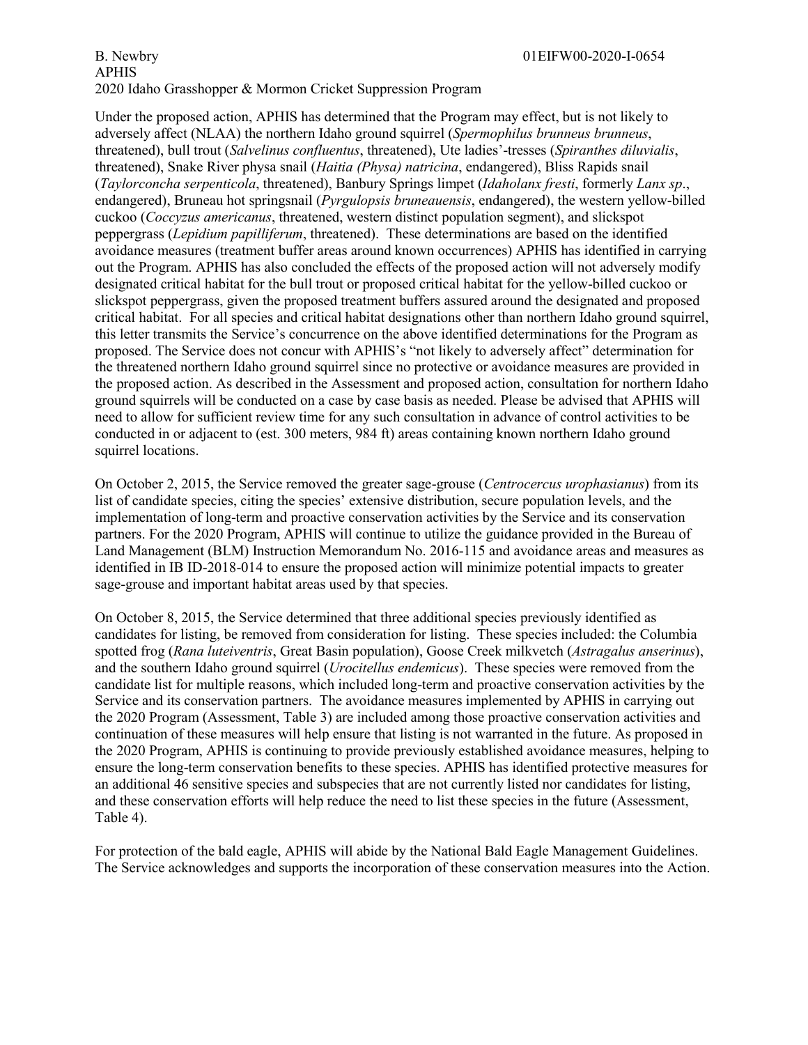Under the proposed action, APHIS has determined that the Program may effect, but is not likely to adversely affect (NLAA) the northern Idaho ground squirrel (*Spermophilus brunneus brunneus*, threatened), bull trout (*Salvelinus confluentus*, threatened), Ute ladies'-tresses (*Spiranthes diluvialis*, threatened), Snake River physa snail (*Haitia (Physa) natricina*, endangered), Bliss Rapids snail (*Taylorconcha serpenticola*, threatened), Banbury Springs limpet (*Idaholanx fresti*, formerly *Lanx sp*., endangered), Bruneau hot springsnail (*Pyrgulopsis bruneauensis*, endangered), the western yellow-billed cuckoo (*Coccyzus americanus*, threatened, western distinct population segment), and slickspot peppergrass (*Lepidium papilliferum*, threatened). These determinations are based on the identified avoidance measures (treatment buffer areas around known occurrences) APHIS has identified in carrying out the Program. APHIS has also concluded the effects of the proposed action will not adversely modify designated critical habitat for the bull trout or proposed critical habitat for the yellow-billed cuckoo or slickspot peppergrass, given the proposed treatment buffers assured around the designated and proposed critical habitat. For all species and critical habitat designations other than northern Idaho ground squirrel, this letter transmits the Service's concurrence on the above identified determinations for the Program as proposed. The Service does not concur with APHIS's "not likely to adversely affect" determination for the threatened northern Idaho ground squirrel since no protective or avoidance measures are provided in the proposed action. As described in the Assessment and proposed action, consultation for northern Idaho ground squirrels will be conducted on a case by case basis as needed. Please be advised that APHIS will need to allow for sufficient review time for any such consultation in advance of control activities to be conducted in or adjacent to (est. 300 meters, 984 ft) areas containing known northern Idaho ground squirrel locations.

On October 2, 2015, the Service removed the greater sage-grouse (*Centrocercus urophasianus*) from its list of candidate species, citing the species' extensive distribution, secure population levels, and the implementation of long-term and proactive conservation activities by the Service and its conservation partners. For the 2020 Program, APHIS will continue to utilize the guidance provided in the Bureau of Land Management (BLM) Instruction Memorandum No. 2016-115 and avoidance areas and measures as identified in IB ID-2018-014 to ensure the proposed action will minimize potential impacts to greater sage-grouse and important habitat areas used by that species.

On October 8, 2015, the Service determined that three additional species previously identified as candidates for listing, be removed from consideration for listing. These species included: the Columbia spotted frog (*Rana luteiventris*, Great Basin population), Goose Creek milkvetch (*Astragalus anserinus*), and the southern Idaho ground squirrel (*Urocitellus endemicus*). These species were removed from the candidate list for multiple reasons, which included long-term and proactive conservation activities by the Service and its conservation partners. The avoidance measures implemented by APHIS in carrying out the 2020 Program (Assessment, Table 3) are included among those proactive conservation activities and continuation of these measures will help ensure that listing is not warranted in the future. As proposed in the 2020 Program, APHIS is continuing to provide previously established avoidance measures, helping to ensure the long-term conservation benefits to these species. APHIS has identified protective measures for an additional 46 sensitive species and subspecies that are not currently listed nor candidates for listing, and these conservation efforts will help reduce the need to list these species in the future (Assessment, Table 4).

For protection of the bald eagle, APHIS will abide by the National Bald Eagle Management Guidelines. The Service acknowledges and supports the incorporation of these conservation measures into the Action.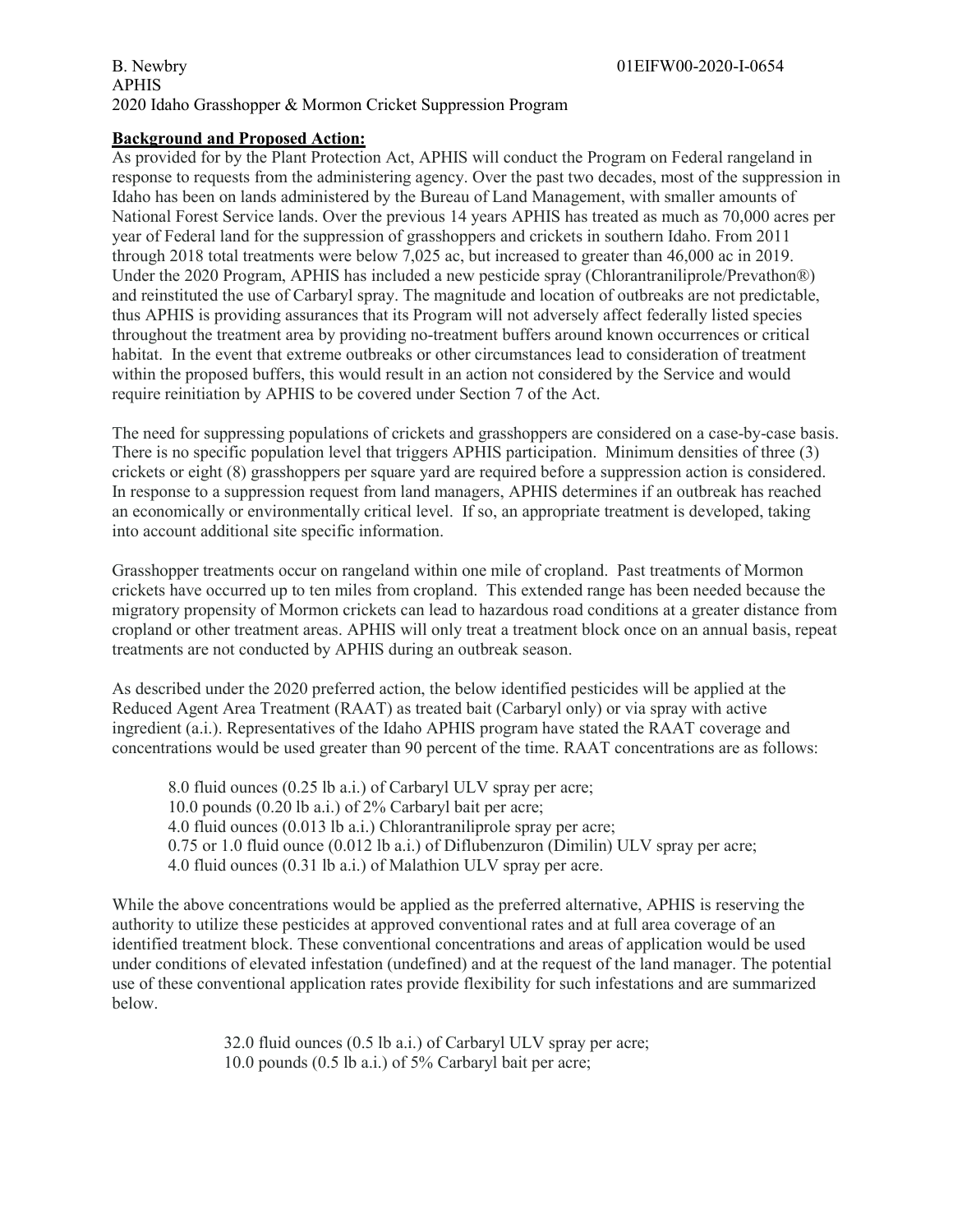## Background and Proposed Action:

As provided for by the Plant Protection Act, APHIS will conduct the Program on Federal rangeland in response to requests from the administering agency. Over the past two decades, most of the suppression in Idaho has been on lands administered by the Bureau of Land Management, with smaller amounts of National Forest Service lands. Over the previous 14 years APHIS has treated as much as 70,000 acres per year of Federal land for the suppression of grasshoppers and crickets in southern Idaho. From 2011 through 2018 total treatments were below 7,025 ac, but increased to greater than 46,000 ac in 2019. Under the 2020 Program, APHIS has included a new pesticide spray (Chlorantraniliprole/Prevathon®) and reinstituted the use of Carbaryl spray. The magnitude and location of outbreaks are not predictable, thus APHIS is providing assurances that its Program will not adversely affect federally listed species throughout the treatment area by providing no-treatment buffers around known occurrences or critical habitat. In the event that extreme outbreaks or other circumstances lead to consideration of treatment within the proposed buffers, this would result in an action not considered by the Service and would require reinitiation by APHIS to be covered under Section 7 of the Act.

The need for suppressing populations of crickets and grasshoppers are considered on a case-by-case basis. There is no specific population level that triggers APHIS participation. Minimum densities of three (3) crickets or eight (8) grasshoppers per square yard are required before a suppression action is considered. In response to a suppression request from land managers, APHIS determines if an outbreak has reached an economically or environmentally critical level. If so, an appropriate treatment is developed, taking into account additional site specific information.

Grasshopper treatments occur on rangeland within one mile of cropland. Past treatments of Mormon crickets have occurred up to ten miles from cropland. This extended range has been needed because the migratory propensity of Mormon crickets can lead to hazardous road conditions at a greater distance from cropland or other treatment areas. APHIS will only treat a treatment block once on an annual basis, repeat treatments are not conducted by APHIS during an outbreak season.

As described under the 2020 preferred action, the below identified pesticides will be applied at the Reduced Agent Area Treatment (RAAT) as treated bait (Carbaryl only) or via spray with active ingredient (a.i.). Representatives of the Idaho APHIS program have stated the RAAT coverage and concentrations would be used greater than 90 percent of the time. RAAT concentrations are as follows:

8.0 fluid ounces (0.25 lb a.i.) of Carbaryl ULV spray per acre;
10.0 pounds (0.20 lb a.i.) of 2% Carbaryl bait per acre;
4.0 fluid ounces (0.013 lb a.i.) Chlorantraniliprole spray per acre;
0.75 or 1.0 fluid ounce (0.012 lb a.i.) of Diflubenzuron (Dimilin) ULV spray per acre;
4.0 fluid ounces (0.31 lb a.i.) of Malathion ULV spray per acre.

While the above concentrations would be applied as the preferred alternative, APHIS is reserving the authority to utilize these pesticides at approved conventional rates and at full area coverage of an identified treatment block. These conventional concentrations and areas of application would be used under conditions of elevated infestation (undefined) and at the request of the land manager. The potential use of these conventional application rates provide flexibility for such infestations and are summarized below.

32.0 fluid ounces (0.5 lb a.i.) of Carbaryl ULV spray per acre;
10.0 pounds (0.5 lb a.i.) of 5% Carbaryl bait per acre;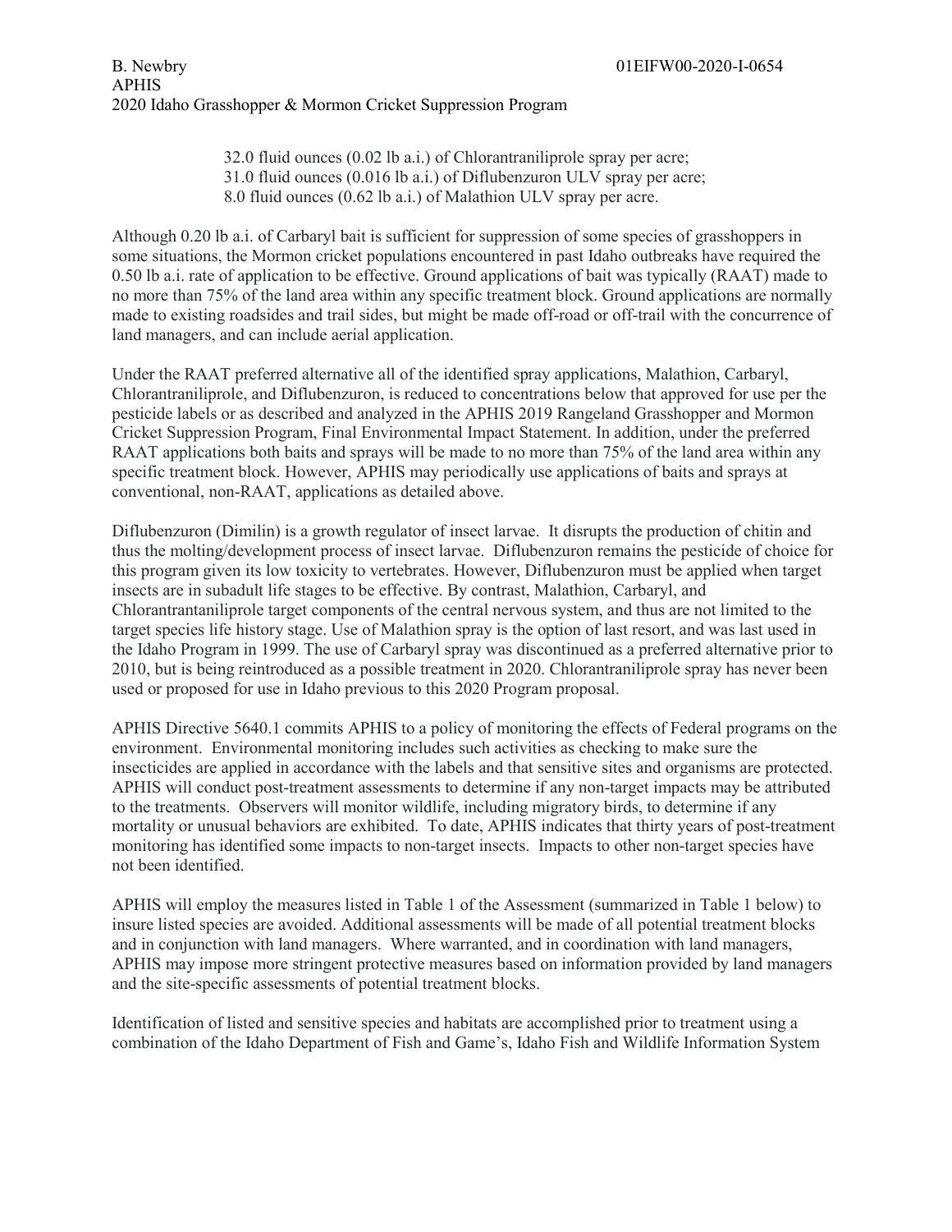32.0 fluid ounces (0.02 lb a.i.) of Chlorantraniliprole spray per acre;  
31.0 fluid ounces (0.016 lb a.i.) of Diflubenzuron ULV spray per acre;  
8.0 fluid ounces (0.62 lb a.i.) of Malathion ULV spray per acre.

Although 0.20 lb a.i. of Carbaryl bait is sufficient for suppression of some species of grasshoppers in some situations, the Mormon cricket populations encountered in past Idaho outbreaks have required the 0.50 lb a.i. rate of application to be effective. Ground applications of bait was typically (RAAT) made to no more than 75% of the land area within any specific treatment block. Ground applications are normally made to existing roadsides and trail sides, but might be made off-road or off-trail with the concurrence of land managers, and can include aerial application.

Under the RAAT preferred alternative all of the identified spray applications, Malathion, Carbaryl, Chlorantraniliprole, and Diflubenzuron, is reduced to concentrations below that approved for use per the pesticide labels or as described and analyzed in the APHIS 2019 Rangeland Grasshopper and Mormon Cricket Suppression Program, Final Environmental Impact Statement. In addition, under the preferred RAAT applications both baits and sprays will be made to no more than 75% of the land area within any specific treatment block. However, APHIS may periodically use applications of baits and sprays at conventional, non-RAAT, applications as detailed above.

Diflubenzuron (Dimilin) is a growth regulator of insect larvae. It disrupts the production of chitin and thus the molting/development process of insect larvae. Diflubenzuron remains the pesticide of choice for this program given its low toxicity to vertebrates. However, Diflubenzuron must be applied when target insects are in subadult life stages to be effective. By contrast, Malathion, Carbaryl, and Chlorantrantaniliprole target components of the central nervous system, and thus are not limited to the target species life history stage. Use of Malathion spray is the option of last resort, and was last used in the Idaho Program in 1999. The use of Carbaryl spray was discontinued as a preferred alternative prior to 2010, but is being reintroduced as a possible treatment in 2020. Chlorantraniliprole spray has never been used or proposed for use in Idaho previous to this 2020 Program proposal.

APHIS Directive 5640.1 commits APHIS to a policy of monitoring the effects of Federal programs on the environment. Environmental monitoring includes such activities as checking to make sure the insecticides are applied in accordance with the labels and that sensitive sites and organisms are protected. APHIS will conduct post-treatment assessments to determine if any non-target impacts may be attributed to the treatments. Observers will monitor wildlife, including migratory birds, to determine if any mortality or unusual behaviors are exhibited. To date, APHIS indicates that thirty years of post-treatment monitoring has identified some impacts to non-target insects. Impacts to other non-target species have not been identified.

APHIS will employ the measures listed in Table 1 of the Assessment (summarized in Table 1 below) to insure listed species are avoided. Additional assessments will be made of all potential treatment blocks and in conjunction with land managers. Where warranted, and in coordination with land managers, APHIS may impose more stringent protective measures based on information provided by land managers and the site-specific assessments of potential treatment blocks.

Identification of listed and sensitive species and habitats are accomplished prior to treatment using a combination of the Idaho Department of Fish and Game's, Idaho Fish and Wildlife Information System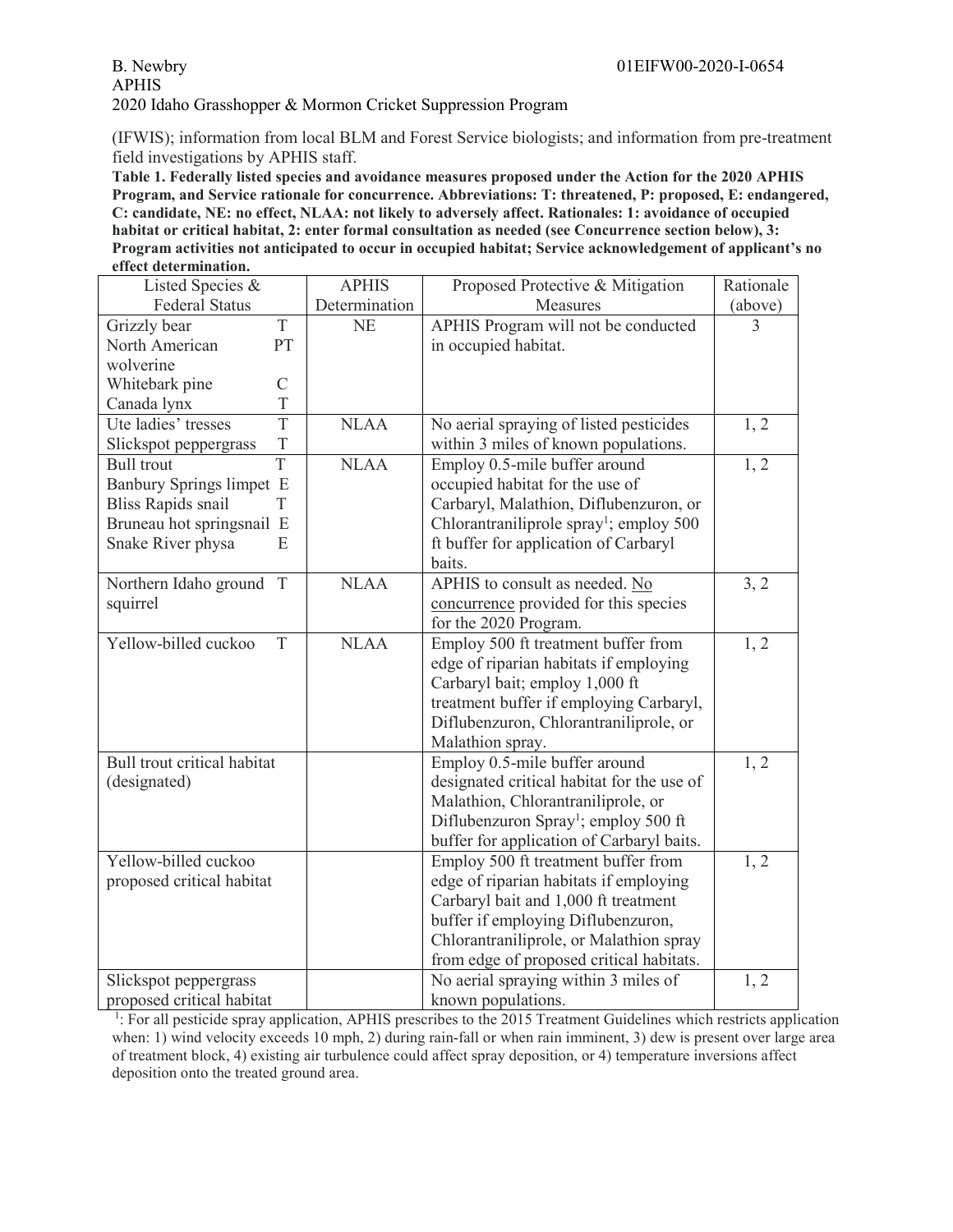(IFWIS); information from local BLM and Forest Service biologists; and information from pre-treatment field investigations by APHIS staff.

**Table 1. Federally listed species and avoidance measures proposed under the Action for the 2020 APHIS Program, and Service rationale for concurrence. Abbreviations: T: threatened, P: proposed, E: endangered, C: candidate, NE: no effect, NLAA: not likely to adversely affect. Rationales: 1: avoidance of occupied habitat or critical habitat, 2: enter formal consultation as needed (see Concurrence section below), 3: Program activities not anticipated to occur in occupied habitat; Service acknowledgement of applicant's no effect determination.**

| Listed Species & Federal Status | | APHIS Determination | Proposed Protective & Mitigation Measures | Rationale (above) |
|---|---|---|---|---|
| Grizzly bear<br>North American wolverine<br>Whitebark pine<br>Canada lynx | T<br>PT<br><br>C<br>T | NE | APHIS Program will not be conducted in occupied habitat. | 3 |
| Ute ladies' tresses<br>Slickspot peppergrass | T<br>T | NLAA | No aerial spraying of listed pesticides within 3 miles of known populations. | 1, 2 |
| Bull trout<br>Banbury Springs limpet<br>Bliss Rapids snail<br>Bruneau hot springsnail<br>Snake River physa | T<br>E<br>T<br>E<br>E | NLAA | Employ 0.5-mile buffer around occupied habitat for the use of Carbaryl, Malathion, Diflubenzuron, or Chlorantraniliprole spray[1]; employ 500 ft buffer for application of Carbaryl baits. | 1, 2 |
| Northern Idaho ground squirrel | T | NLAA | APHIS to consult as needed. No concurrence provided for this species for the 2020 Program. | 3, 2 |
| Yellow-billed cuckoo | T | NLAA | Employ 500 ft treatment buffer from edge of riparian habitats if employing Carbaryl bait; employ 1,000 ft treatment buffer if employing Carbaryl, Diflubenzuron, Chlorantraniliprole, or Malathion spray. | 1, 2 |
| Bull trout critical habitat (designated) | | | Employ 0.5-mile buffer around designated critical habitat for the use of Malathion, Chlorantraniliprole, or Diflubenzuron Spray[1]; employ 500 ft buffer for application of Carbaryl baits. | 1, 2 |
| Yellow-billed cuckoo proposed critical habitat | | | Employ 500 ft treatment buffer from edge of riparian habitats if employing Carbaryl bait and 1,000 ft treatment buffer if employing Diflubenzuron, Chlorantraniliprole, or Malathion spray from edge of proposed critical habitats. | 1, 2 |
| Slickspot peppergrass proposed critical habitat | | | No aerial spraying within 3 miles of known populations. | 1, 2 |

[1]: For all pesticide spray application, APHIS prescribes to the 2015 Treatment Guidelines which restricts application when: 1) wind velocity exceeds 10 mph, 2) during rain-fall or when rain imminent, 3) dew is present over large area of treatment block, 4) existing air turbulence could affect spray deposition, or 4) temperature inversions affect deposition onto the treated ground area.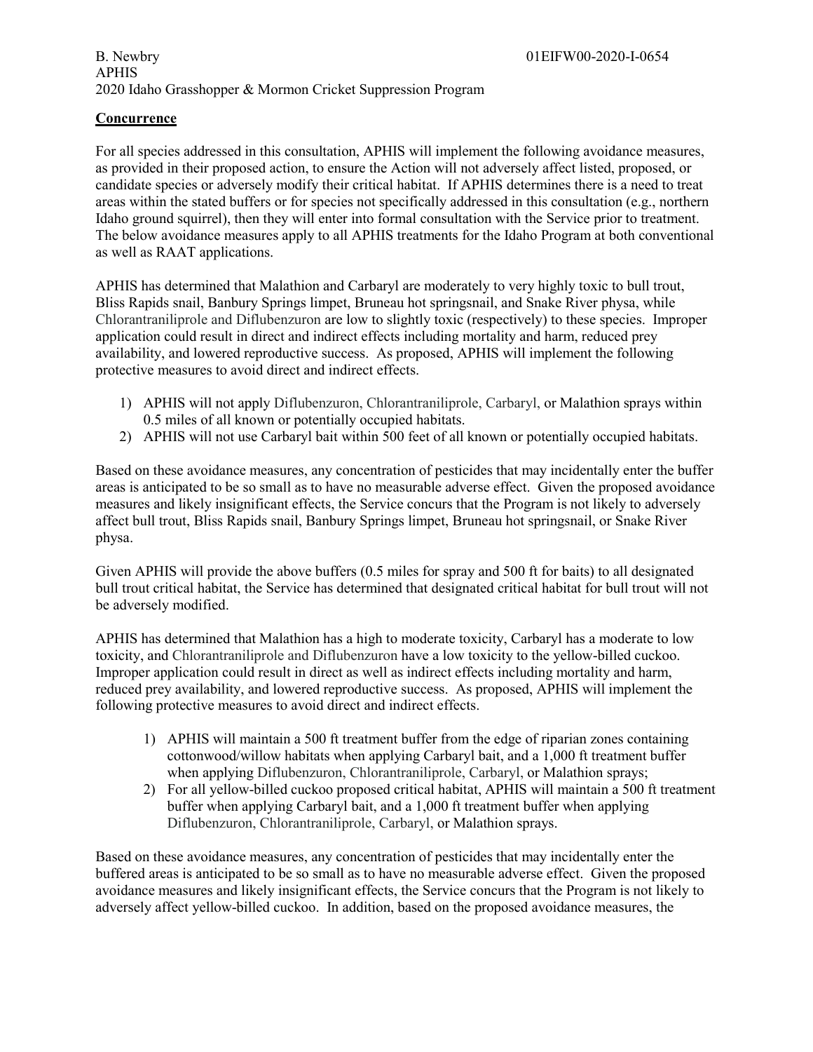## Concurrence

For all species addressed in this consultation, APHIS will implement the following avoidance measures, as provided in their proposed action, to ensure the Action will not adversely affect listed, proposed, or candidate species or adversely modify their critical habitat. If APHIS determines there is a need to treat areas within the stated buffers or for species not specifically addressed in this consultation (e.g., northern Idaho ground squirrel), then they will enter into formal consultation with the Service prior to treatment. The below avoidance measures apply to all APHIS treatments for the Idaho Program at both conventional as well as RAAT applications.

APHIS has determined that Malathion and Carbaryl are moderately to very highly toxic to bull trout, Bliss Rapids snail, Banbury Springs limpet, Bruneau hot springsnail, and Snake River physa, while Chlorantraniliprole and Diflubenzuron are low to slightly toxic (respectively) to these species. Improper application could result in direct and indirect effects including mortality and harm, reduced prey availability, and lowered reproductive success. As proposed, APHIS will implement the following protective measures to avoid direct and indirect effects.

1) APHIS will not apply Diflubenzuron, Chlorantraniliprole, Carbaryl, or Malathion sprays within 0.5 miles of all known or potentially occupied habitats.
2) APHIS will not use Carbaryl bait within 500 feet of all known or potentially occupied habitats.

Based on these avoidance measures, any concentration of pesticides that may incidentally enter the buffer areas is anticipated to be so small as to have no measurable adverse effect. Given the proposed avoidance measures and likely insignificant effects, the Service concurs that the Program is not likely to adversely affect bull trout, Bliss Rapids snail, Banbury Springs limpet, Bruneau hot springsnail, or Snake River physa.

Given APHIS will provide the above buffers (0.5 miles for spray and 500 ft for baits) to all designated bull trout critical habitat, the Service has determined that designated critical habitat for bull trout will not be adversely modified.

APHIS has determined that Malathion has a high to moderate toxicity, Carbaryl has a moderate to low toxicity, and Chlorantraniliprole and Diflubenzuron have a low toxicity to the yellow-billed cuckoo. Improper application could result in direct as well as indirect effects including mortality and harm, reduced prey availability, and lowered reproductive success. As proposed, APHIS will implement the following protective measures to avoid direct and indirect effects.

1) APHIS will maintain a 500 ft treatment buffer from the edge of riparian zones containing cottonwood/willow habitats when applying Carbaryl bait, and a 1,000 ft treatment buffer when applying Diflubenzuron, Chlorantraniliprole, Carbaryl, or Malathion sprays;
2) For all yellow-billed cuckoo proposed critical habitat, APHIS will maintain a 500 ft treatment buffer when applying Carbaryl bait, and a 1,000 ft treatment buffer when applying Diflubenzuron, Chlorantraniliprole, Carbaryl, or Malathion sprays.

Based on these avoidance measures, any concentration of pesticides that may incidentally enter the buffered areas is anticipated to be so small as to have no measurable adverse effect. Given the proposed avoidance measures and likely insignificant effects, the Service concurs that the Program is not likely to adversely affect yellow-billed cuckoo. In addition, based on the proposed avoidance measures, the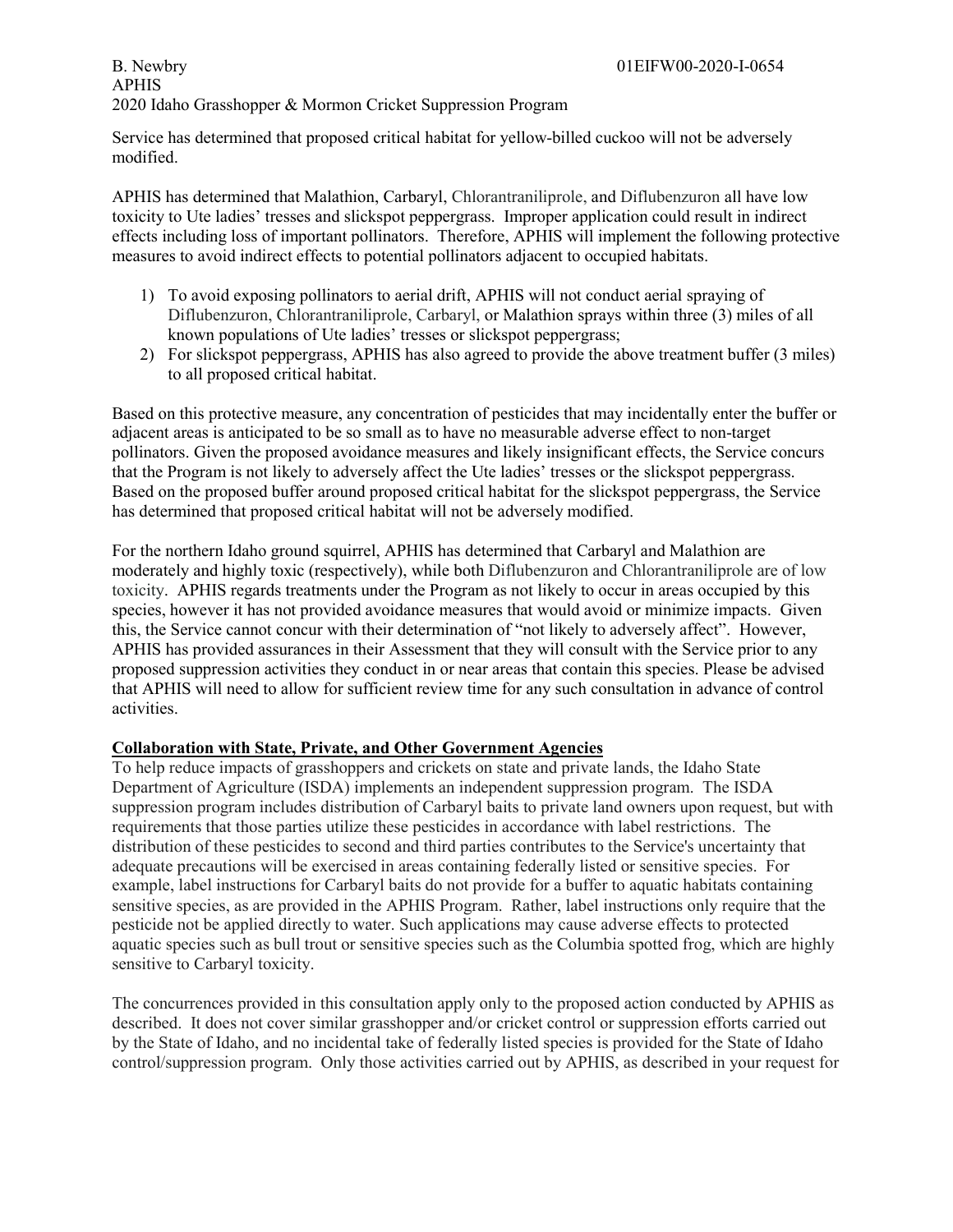Service has determined that proposed critical habitat for yellow-billed cuckoo will not be adversely modified.

APHIS has determined that Malathion, Carbaryl, Chlorantraniliprole, and Diflubenzuron all have low toxicity to Ute ladies' tresses and slickspot peppergrass. Improper application could result in indirect effects including loss of important pollinators. Therefore, APHIS will implement the following protective measures to avoid indirect effects to potential pollinators adjacent to occupied habitats.

1) To avoid exposing pollinators to aerial drift, APHIS will not conduct aerial spraying of Diflubenzuron, Chlorantraniliprole, Carbaryl, or Malathion sprays within three (3) miles of all known populations of Ute ladies' tresses or slickspot peppergrass;
2) For slickspot peppergrass, APHIS has also agreed to provide the above treatment buffer (3 miles) to all proposed critical habitat.

Based on this protective measure, any concentration of pesticides that may incidentally enter the buffer or adjacent areas is anticipated to be so small as to have no measurable adverse effect to non-target pollinators. Given the proposed avoidance measures and likely insignificant effects, the Service concurs that the Program is not likely to adversely affect the Ute ladies' tresses or the slickspot peppergrass. Based on the proposed buffer around proposed critical habitat for the slickspot peppergrass, the Service has determined that proposed critical habitat will not be adversely modified.

For the northern Idaho ground squirrel, APHIS has determined that Carbaryl and Malathion are moderately and highly toxic (respectively), while both Diflubenzuron and Chlorantraniliprole are of low toxicity. APHIS regards treatments under the Program as not likely to occur in areas occupied by this species, however it has not provided avoidance measures that would avoid or minimize impacts. Given this, the Service cannot concur with their determination of "not likely to adversely affect". However, APHIS has provided assurances in their Assessment that they will consult with the Service prior to any proposed suppression activities they conduct in or near areas that contain this species. Please be advised that APHIS will need to allow for sufficient review time for any such consultation in advance of control activities.

**Collaboration with State, Private, and Other Government Agencies**

To help reduce impacts of grasshoppers and crickets on state and private lands, the Idaho State Department of Agriculture (ISDA) implements an independent suppression program. The ISDA suppression program includes distribution of Carbaryl baits to private land owners upon request, but with requirements that those parties utilize these pesticides in accordance with label restrictions. The distribution of these pesticides to second and third parties contributes to the Service's uncertainty that adequate precautions will be exercised in areas containing federally listed or sensitive species. For example, label instructions for Carbaryl baits do not provide for a buffer to aquatic habitats containing sensitive species, as are provided in the APHIS Program. Rather, label instructions only require that the pesticide not be applied directly to water. Such applications may cause adverse effects to protected aquatic species such as bull trout or sensitive species such as the Columbia spotted frog, which are highly sensitive to Carbaryl toxicity.

The concurrences provided in this consultation apply only to the proposed action conducted by APHIS as described. It does not cover similar grasshopper and/or cricket control or suppression efforts carried out by the State of Idaho, and no incidental take of federally listed species is provided for the State of Idaho control/suppression program. Only those activities carried out by APHIS, as described in your request for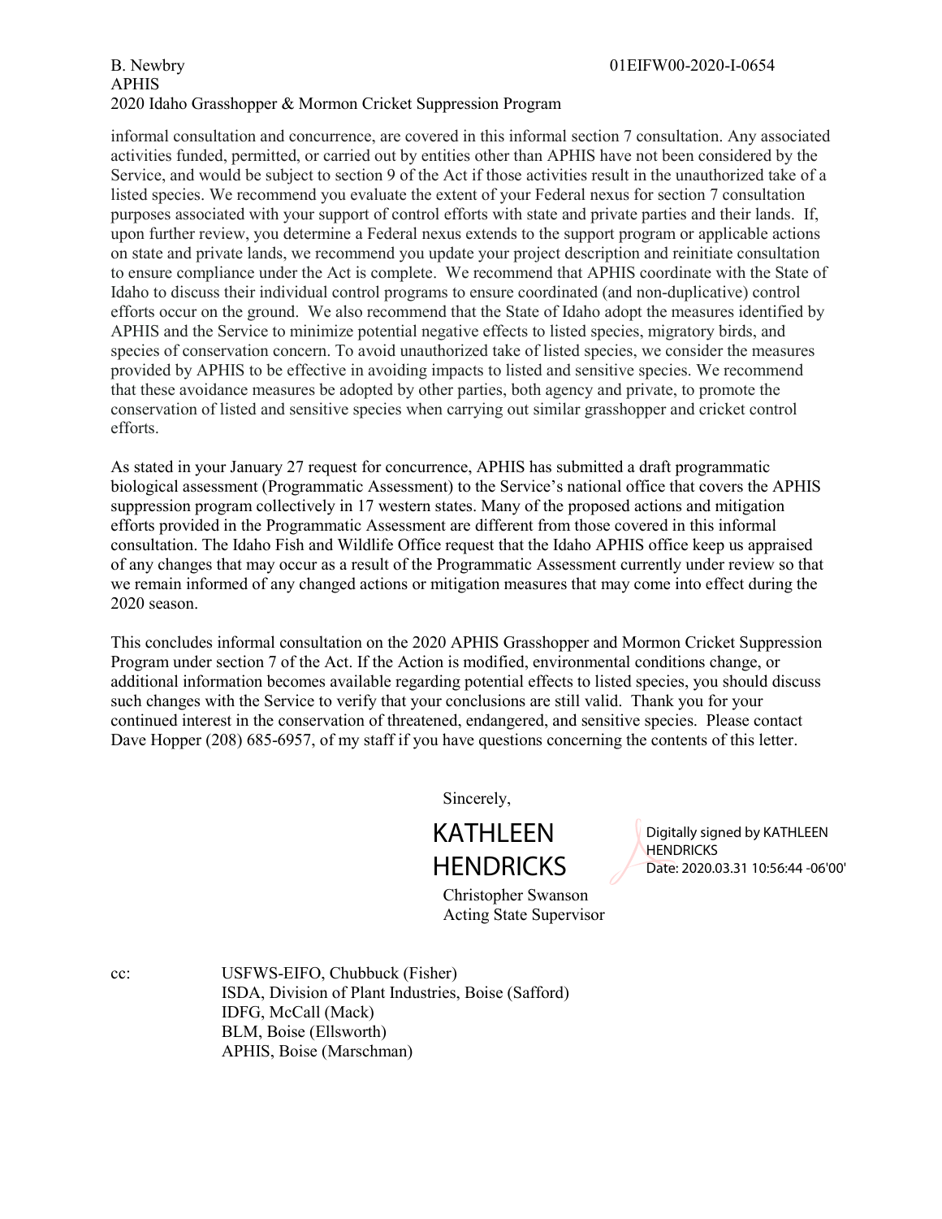informal consultation and concurrence, are covered in this informal section 7 consultation. Any associated activities funded, permitted, or carried out by entities other than APHIS have not been considered by the Service, and would be subject to section 9 of the Act if those activities result in the unauthorized take of a listed species. We recommend you evaluate the extent of your Federal nexus for section 7 consultation purposes associated with your support of control efforts with state and private parties and their lands. If, upon further review, you determine a Federal nexus extends to the support program or applicable actions on state and private lands, we recommend you update your project description and reinitiate consultation to ensure compliance under the Act is complete. We recommend that APHIS coordinate with the State of Idaho to discuss their individual control programs to ensure coordinated (and non-duplicative) control efforts occur on the ground. We also recommend that the State of Idaho adopt the measures identified by APHIS and the Service to minimize potential negative effects to listed species, migratory birds, and species of conservation concern. To avoid unauthorized take of listed species, we consider the measures provided by APHIS to be effective in avoiding impacts to listed and sensitive species. We recommend that these avoidance measures be adopted by other parties, both agency and private, to promote the conservation of listed and sensitive species when carrying out similar grasshopper and cricket control efforts.

As stated in your January 27 request for concurrence, APHIS has submitted a draft programmatic biological assessment (Programmatic Assessment) to the Service's national office that covers the APHIS suppression program collectively in 17 western states. Many of the proposed actions and mitigation efforts provided in the Programmatic Assessment are different from those covered in this informal consultation. The Idaho Fish and Wildlife Office request that the Idaho APHIS office keep us appraised of any changes that may occur as a result of the Programmatic Assessment currently under review so that we remain informed of any changed actions or mitigation measures that may come into effect during the 2020 season.

This concludes informal consultation on the 2020 APHIS Grasshopper and Mormon Cricket Suppression Program under section 7 of the Act. If the Action is modified, environmental conditions change, or additional information becomes available regarding potential effects to listed species, you should discuss such changes with the Service to verify that your conclusions are still valid. Thank you for your continued interest in the conservation of threatened, endangered, and sensitive species. Please contact Dave Hopper (208) 685-6957, of my staff if you have questions concerning the contents of this letter.

Sincerely,

KATHLEEN HENDRICKS

Digitally signed by KATHLEEN HENDRICKS
Date: 2020.03.31 10:56:44 -06'00'

Christopher Swanson
Acting State Supervisor

cc: USFWS-EIFO, Chubbuck (Fisher)
ISDA, Division of Plant Industries, Boise (Safford)
IDFG, McCall (Mack)
BLM, Boise (Ellsworth)
APHIS, Boise (Marschman)